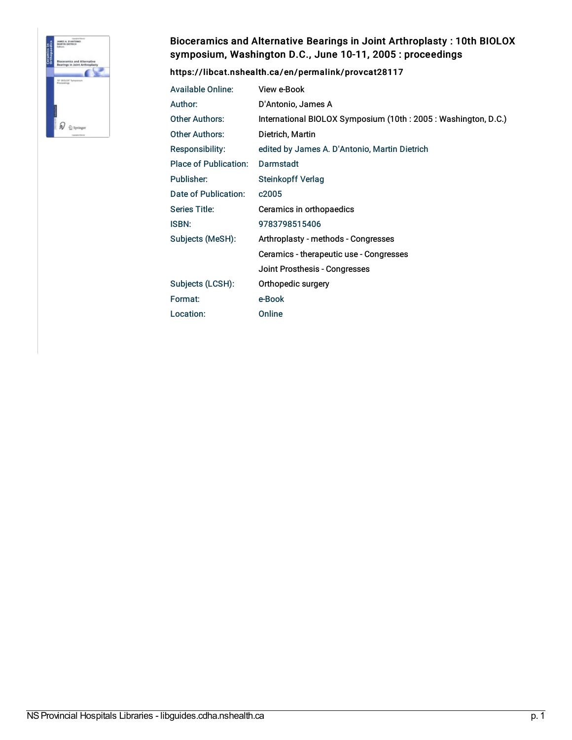## Bioceramics and Alternative Bearings in Joint Arthroplasty : 10th BIOLOX symposium, Washington D.C., June 10-11, 2005 : proceedings

**https://libcat.nshealth.ca/en/permalink/provcat28117**

| | |
|---|---|
| Available Online: | View e-Book |
| Author: | D'Antonio, James A |
| Other Authors: | International BIOLOX Symposium (10th : 2005 : Washington, D.C.) |
| Other Authors: | Dietrich, Martin |
| Responsibility: | edited by James A. D'Antonio, Martin Dietrich |
| Place of Publication: | Darmstadt |
| Publisher: | Steinkopff Verlag |
| Date of Publication: | c2005 |
| Series Title: | Ceramics in orthopaedics |
| ISBN: | 9783798515406 |
| Subjects (MeSH): | Arthroplasty - methods - Congresses |
| | Ceramics - therapeutic use - Congresses |
| | Joint Prosthesis - Congresses |
| Subjects (LCSH): | Orthopedic surgery |
| Format: | e-Book |
| Location: | Online |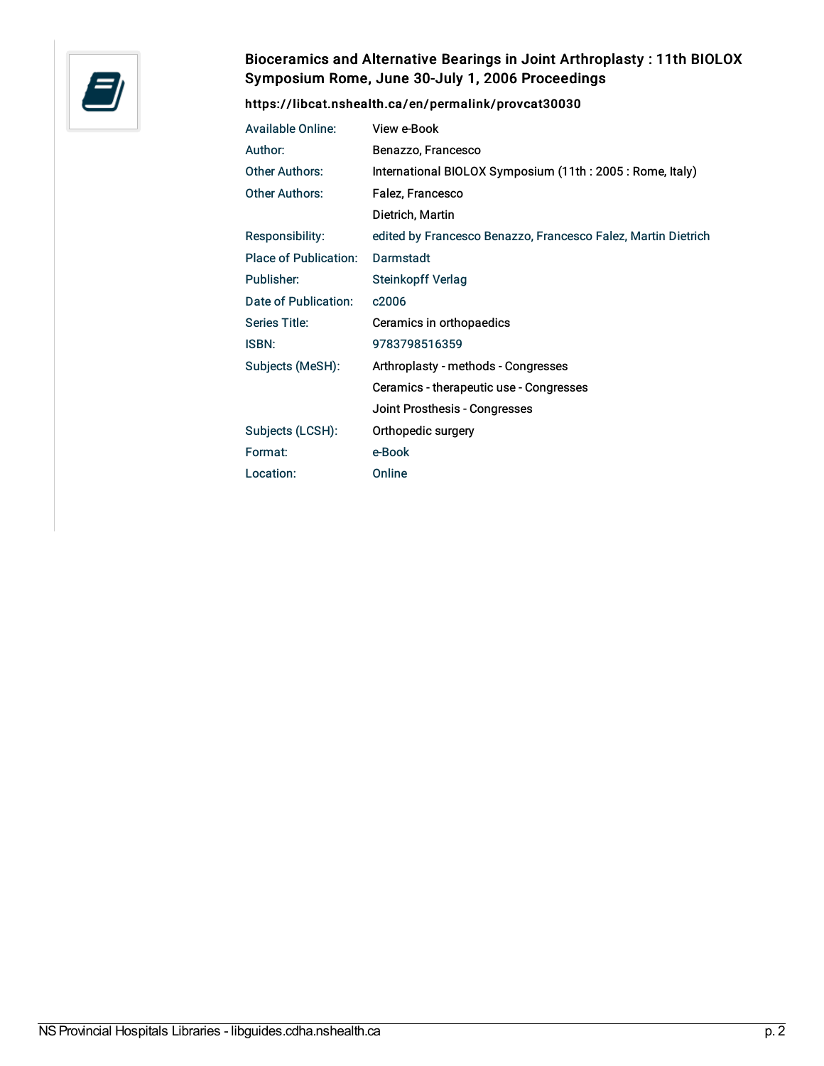### Bioceramics and Alternative Bearings in Joint Arthroplasty : 11th BIOLOX Symposium Rome, June 30-July 1, 2006 Proceedings

**https://libcat.nshealth.ca/en/permalink/provcat30030**

| | |
|---|---|
| Available Online: | View e-Book |
| Author: | Benazzo, Francesco |
| Other Authors: | International BIOLOX Symposium (11th : 2005 : Rome, Italy) |
| Other Authors: | Falez, Francesco |
| | Dietrich, Martin |
| Responsibility: | edited by Francesco Benazzo, Francesco Falez, Martin Dietrich |
| Place of Publication: | Darmstadt |
| Publisher: | Steinkopff Verlag |
| Date of Publication: | c2006 |
| Series Title: | Ceramics in orthopaedics |
| ISBN: | 9783798516359 |
| Subjects (MeSH): | Arthroplasty - methods - Congresses |
| | Ceramics - therapeutic use - Congresses |
| | Joint Prosthesis - Congresses |
| Subjects (LCSH): | Orthopedic surgery |
| Format: | e-Book |
| Location: | Online |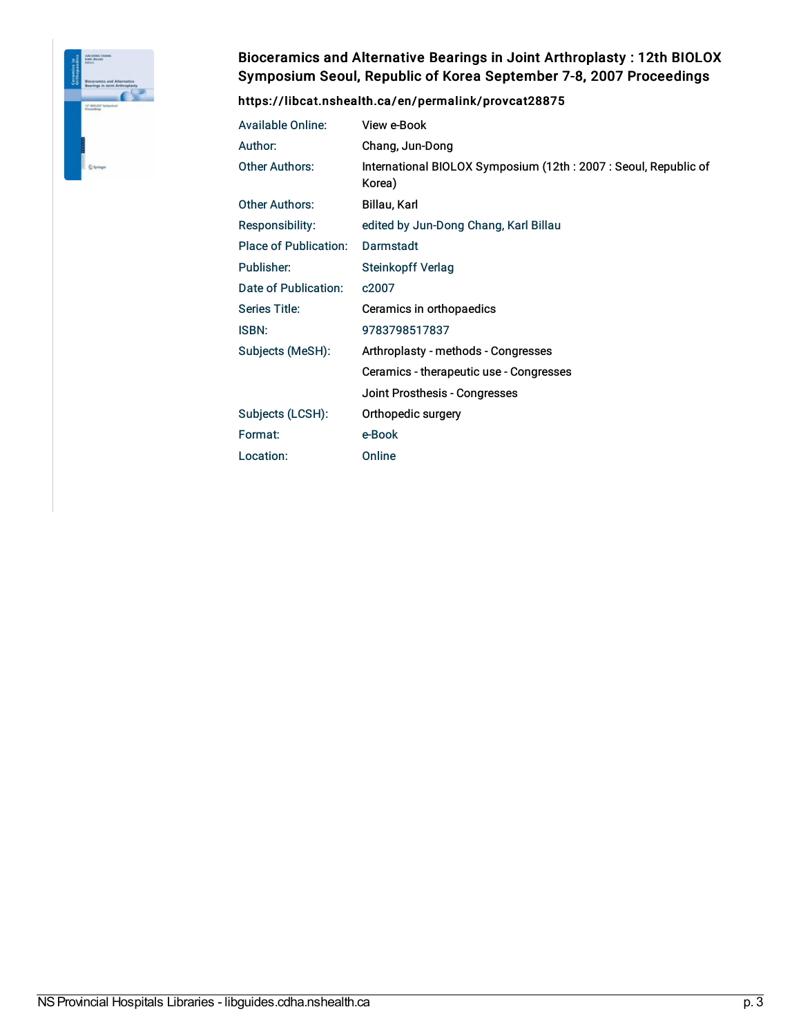## Bioceramics and Alternative Bearings in Joint Arthroplasty : 12th BIOLOX Symposium Seoul, Republic of Korea September 7-8, 2007 Proceedings

**https://libcat.nshealth.ca/en/permalink/provcat28875**

| | |
|---|---|
| Available Online: | View e-Book |
| Author: | Chang, Jun-Dong |
| Other Authors: | International BIOLOX Symposium (12th : 2007 : Seoul, Republic of Korea) |
| Other Authors: | Billau, Karl |
| Responsibility: | edited by Jun-Dong Chang, Karl Billau |
| Place of Publication: | Darmstadt |
| Publisher: | Steinkopff Verlag |
| Date of Publication: | c2007 |
| Series Title: | Ceramics in orthopaedics |
| ISBN: | 9783798517837 |
| Subjects (MeSH): | Arthroplasty - methods - Congresses |
| | Ceramics - therapeutic use - Congresses |
| | Joint Prosthesis - Congresses |
| Subjects (LCSH): | Orthopedic surgery |
| Format: | e-Book |
| Location: | Online |